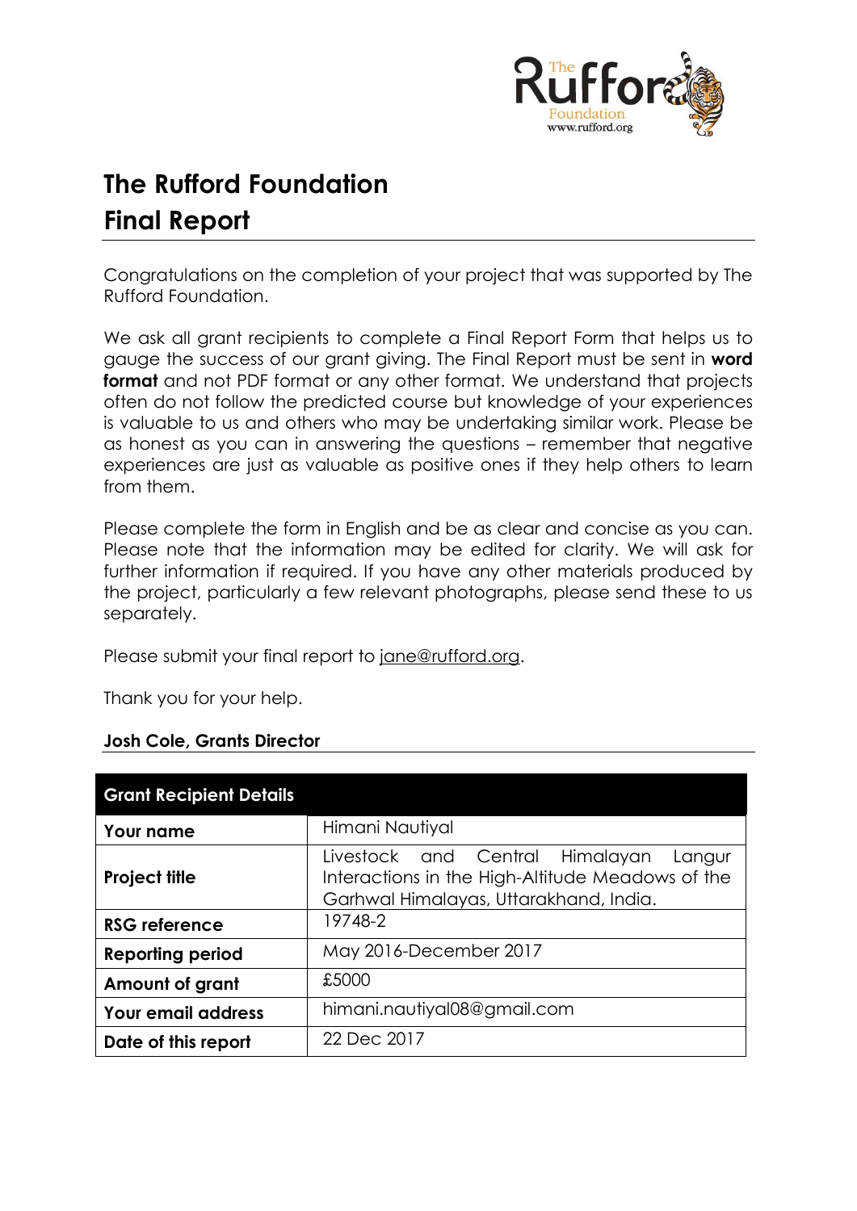# The Rufford Foundation

# Final Report

Congratulations on the completion of your project that was supported by The Rufford Foundation.

We ask all grant recipients to complete a Final Report Form that helps us to gauge the success of our grant giving. The Final Report must be sent in **word format** and not PDF format or any other format. We understand that projects often do not follow the predicted course but knowledge of your experiences is valuable to us and others who may be undertaking similar work. Please be as honest as you can in answering the questions – remember that negative experiences are just as valuable as positive ones if they help others to learn from them.

Please complete the form in English and be as clear and concise as you can. Please note that the information may be edited for clarity. We will ask for further information if required. If you have any other materials produced by the project, particularly a few relevant photographs, please send these to us separately.

Please submit your final report to jane@rufford.org.

Thank you for your help.

**Josh Cole, Grants Director**

| **Grant Recipient Details** | |
|---|---|
| **Your name** | Himani Nautiyal |
| **Project title** | Livestock and Central Himalayan Langur Interactions in the High-Altitude Meadows of the Garhwal Himalayas, Uttarakhand, India. |
| **RSG reference** | 19748-2 |
| **Reporting period** | May 2016-December 2017 |
| **Amount of grant** | £5000 |
| **Your email address** | himani.nautiyal08@gmail.com |
| **Date of this report** | 22 Dec 2017 |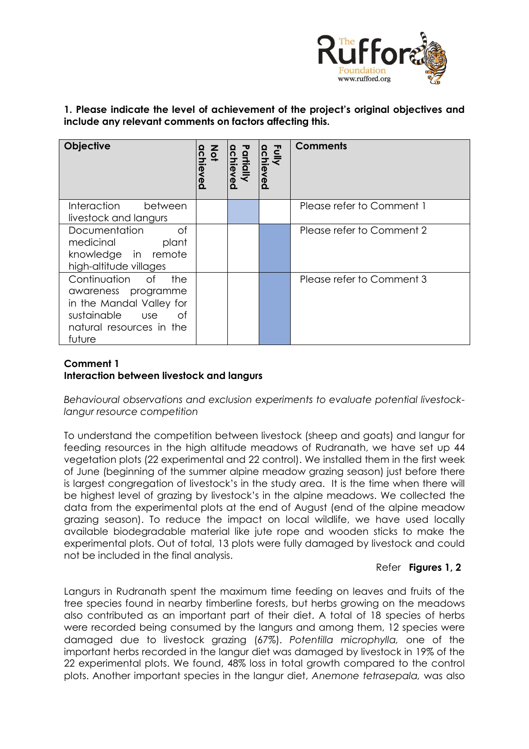**1. Please indicate the level of achievement of the project's original objectives and include any relevant comments on factors affecting this.**

| Objective | Not achieved | Partially achieved | Fully achieved | Comments |
|---|---|---|---|---|
| Interaction between livestock and langurs | | X | | Please refer to Comment 1 |
| Documentation of medicinal plant knowledge in remote high-altitude villages | | | X | Please refer to Comment 2 |
| Continuation of the awareness programme in the Mandal Valley for sustainable use of natural resources in the future | | | X | Please refer to Comment 3 |

**Comment 1**
**Interaction between livestock and langurs**

*Behavioural observations and exclusion experiments to evaluate potential livestock-langur resource competition*

To understand the competition between livestock (sheep and goats) and langur for feeding resources in the high altitude meadows of Rudranath, we have set up 44 vegetation plots (22 experimental and 22 control). We installed them in the first week of June (beginning of the summer alpine meadow grazing season) just before there is largest congregation of livestock's in the study area. It is the time when there will be highest level of grazing by livestock's in the alpine meadows. We collected the data from the experimental plots at the end of August (end of the alpine meadow grazing season). To reduce the impact on local wildlife, we have used locally available biodegradable material like jute rope and wooden sticks to make the experimental plots. Out of total, 13 plots were fully damaged by livestock and could not be included in the final analysis.

Refer **Figures 1, 2**

Langurs in Rudranath spent the maximum time feeding on leaves and fruits of the tree species found in nearby timberline forests, but herbs growing on the meadows also contributed as an important part of their diet. A total of 18 species of herbs were recorded being consumed by the langurs and among them, 12 species were damaged due to livestock grazing (67%). *Potentilla microphylla,* one of the important herbs recorded in the langur diet was damaged by livestock in 19% of the 22 experimental plots. We found, 48% loss in total growth compared to the control plots. Another important species in the langur diet, *Anemone tetrasepala,* was also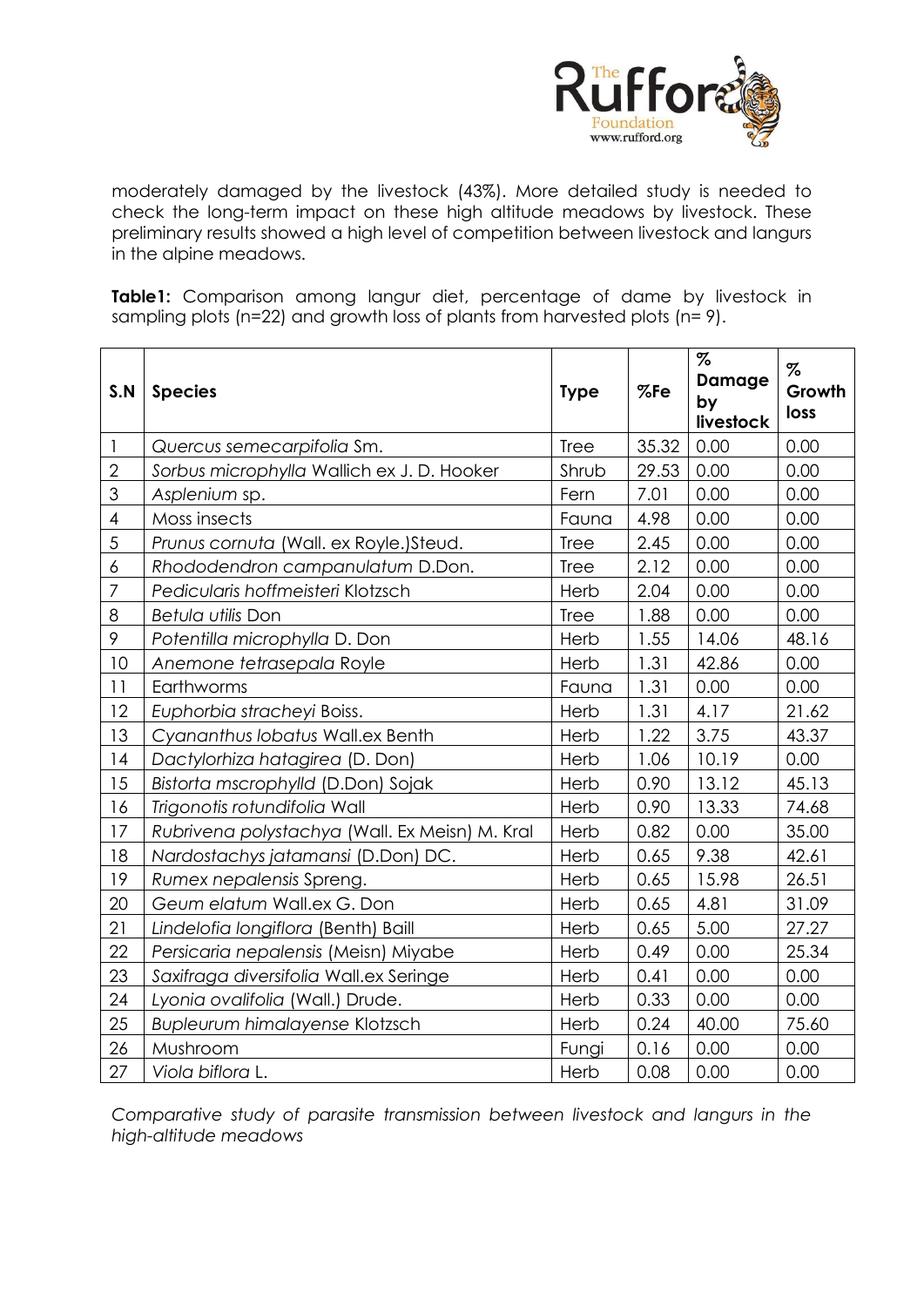moderately damaged by the livestock (43%). More detailed study is needed to check the long-term impact on these high altitude meadows by livestock. These preliminary results showed a high level of competition between livestock and langurs in the alpine meadows.

**Table1:** Comparison among langur diet, percentage of dame by livestock in sampling plots (n=22) and growth loss of plants from harvested plots (n= 9).

| S.N | Species | Type | %Fe | % Damage by livestock | % Growth loss |
|---|---|---|---|---|---|
| 1 | *Quercus semecarpifolia* Sm. | Tree | 35.32 | 0.00 | 0.00 |
| 2 | *Sorbus microphylla* Wallich ex J. D. Hooker | Shrub | 29.53 | 0.00 | 0.00 |
| 3 | *Asplenium* sp. | Fern | 7.01 | 0.00 | 0.00 |
| 4 | Moss insects | Fauna | 4.98 | 0.00 | 0.00 |
| 5 | *Prunus cornuta* (Wall. ex Royle.)Steud. | Tree | 2.45 | 0.00 | 0.00 |
| 6 | *Rhododendron campanulatum* D.Don. | Tree | 2.12 | 0.00 | 0.00 |
| 7 | *Pedicularis hoffmeisteri* Klotzsch | Herb | 2.04 | 0.00 | 0.00 |
| 8 | *Betula utilis* Don | Tree | 1.88 | 0.00 | 0.00 |
| 9 | *Potentilla microphylla* D. Don | Herb | 1.55 | 14.06 | 48.16 |
| 10 | *Anemone tetrasepala* Royle | Herb | 1.31 | 42.86 | 0.00 |
| 11 | Earthworms | Fauna | 1.31 | 0.00 | 0.00 |
| 12 | *Euphorbia stracheyi* Boiss. | Herb | 1.31 | 4.17 | 21.62 |
| 13 | *Cyananthus lobatus* Wall.ex Benth | Herb | 1.22 | 3.75 | 43.37 |
| 14 | *Dactylorhiza hatagirea* (D. Don) | Herb | 1.06 | 10.19 | 0.00 |
| 15 | *Bistorta mscrophylld* (D.Don) Sojak | Herb | 0.90 | 13.12 | 45.13 |
| 16 | *Trigonotis rotundifolia* Wall | Herb | 0.90 | 13.33 | 74.68 |
| 17 | *Rubrivena polystachya* (Wall. Ex Meisn) M. Kral | Herb | 0.82 | 0.00 | 35.00 |
| 18 | *Nardostachys jatamansi* (D.Don) DC. | Herb | 0.65 | 9.38 | 42.61 |
| 19 | *Rumex nepalensis* Spreng. | Herb | 0.65 | 15.98 | 26.51 |
| 20 | *Geum elatum* Wall.ex G. Don | Herb | 0.65 | 4.81 | 31.09 |
| 21 | *Lindelofia longiflora* (Benth) Baill | Herb | 0.65 | 5.00 | 27.27 |
| 22 | *Persicaria nepalensis* (Meisn) Miyabe | Herb | 0.49 | 0.00 | 25.34 |
| 23 | *Saxifraga diversifolia* Wall.ex Seringe | Herb | 0.41 | 0.00 | 0.00 |
| 24 | *Lyonia ovalifolia* (Wall.) Drude. | Herb | 0.33 | 0.00 | 0.00 |
| 25 | *Bupleurum himalayense* Klotzsch | Herb | 0.24 | 40.00 | 75.60 |
| 26 | Mushroom | Fungi | 0.16 | 0.00 | 0.00 |
| 27 | *Viola biflora* L. | Herb | 0.08 | 0.00 | 0.00 |

*Comparative study of parasite transmission between livestock and langurs in the high-altitude meadows*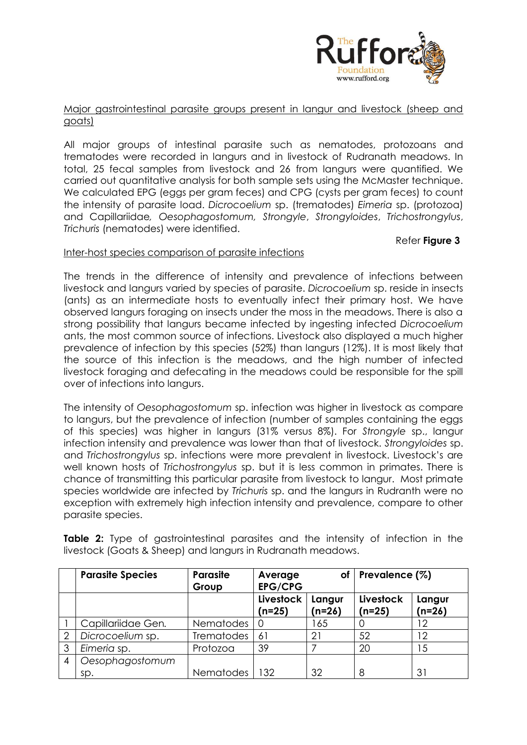Major gastrointestinal parasite groups present in langur and livestock (sheep and goats)

All major groups of intestinal parasite such as nematodes, protozoans and trematodes were recorded in langurs and in livestock of Rudranath meadows. In total, 25 fecal samples from livestock and 26 from langurs were quantified. We carried out quantitative analysis for both sample sets using the McMaster technique. We calculated EPG (eggs per gram feces) and CPG (cysts per gram feces) to count the intensity of parasite load. *Dicrocoelium* sp. (trematodes) *Eimeria* sp. (protozoa) and Capillariidae*, Oesophagostomum, Strongyle*, *Strongyloides*, *Trichostrongylus*, *Trichuris* (nematodes) were identified.

Refer **Figure 3**

Inter-host species comparison of parasite infections

The trends in the difference of intensity and prevalence of infections between livestock and langurs varied by species of parasite. *Dicrocoelium* sp. reside in insects (ants) as an intermediate hosts to eventually infect their primary host. We have observed langurs foraging on insects under the moss in the meadows. There is also a strong possibility that langurs became infected by ingesting infected *Dicrocoelium* ants, the most common source of infections. Livestock also displayed a much higher prevalence of infection by this species (52%) than langurs (12%). It is most likely that the source of this infection is the meadows, and the high number of infected livestock foraging and defecating in the meadows could be responsible for the spill over of infections into langurs.

The intensity of *Oesophagostomum* sp. infection was higher in livestock as compare to langurs, but the prevalence of infection (number of samples containing the eggs of this species) was higher in langurs (31% versus 8%). For *Strongyle* sp., langur infection intensity and prevalence was lower than that of livestock. *Strongyloides* sp. and *Trichostrongylus* sp. infections were more prevalent in livestock. Livestock's are well known hosts of *Trichostrongylus* sp. but it is less common in primates. There is chance of transmitting this particular parasite from livestock to langur. Most primate species worldwide are infected by *Trichuris* sp. and the langurs in Rudranth were no exception with extremely high infection intensity and prevalence, compare to other parasite species.

**Table 2:** Type of gastrointestinal parasites and the intensity of infection in the livestock (Goats & Sheep) and langurs in Rudranath meadows.

| | **Parasite Species** | **Parasite Group** | **Average of EPG/CPG** | | **Prevalence (%)** | |
|---|---|---|---|---|---|---|
| | | | **Livestock (n=25)** | **Langur (n=26)** | **Livestock (n=25)** | **Langur (n=26)** |
| 1 | Capillariidae Gen. | Nematodes | 0 | 165 | 0 | 12 |
| 2 | *Dicrocoelium* sp. | Trematodes | 61 | 21 | 52 | 12 |
| 3 | *Eimeria* sp. | Protozoa | 39 | 7 | 20 | 15 |
| 4 | *Oesophagostomum* sp. | Nematodes | 132 | 32 | 8 | 31 |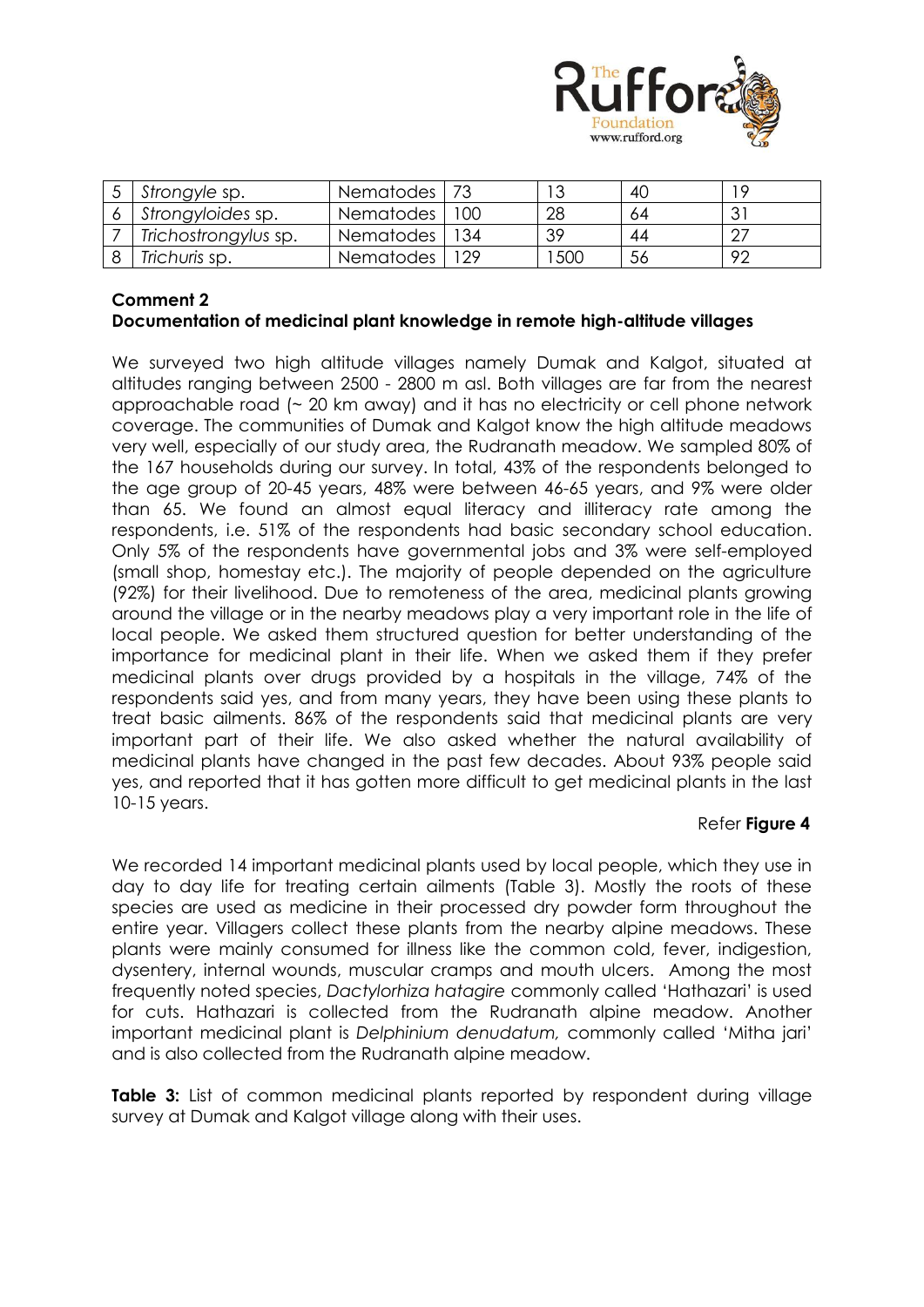| 5 | *Strongyle* sp. | Nematodes | 73 | 13 | 40 | 19 |
|---|---|---|---|---|---|---|
| 6 | *Strongyloides* sp. | Nematodes | 100 | 28 | 64 | 31 |
| 7 | *Trichostrongylus* sp. | Nematodes | 134 | 39 | 44 | 27 |
| 8 | *Trichuris* sp. | Nematodes | 129 | 1500 | 56 | 92 |

**Comment 2**
**Documentation of medicinal plant knowledge in remote high-altitude villages**

We surveyed two high altitude villages namely Dumak and Kalgot, situated at altitudes ranging between 2500 - 2800 m asl. Both villages are far from the nearest approachable road (~ 20 km away) and it has no electricity or cell phone network coverage. The communities of Dumak and Kalgot know the high altitude meadows very well, especially of our study area, the Rudranath meadow. We sampled 80% of the 167 households during our survey. In total, 43% of the respondents belonged to the age group of 20-45 years, 48% were between 46-65 years, and 9% were older than 65. We found an almost equal literacy and illiteracy rate among the respondents, i.e. 51% of the respondents had basic secondary school education. Only 5% of the respondents have governmental jobs and 3% were self-employed (small shop, homestay etc.). The majority of people depended on the agriculture (92%) for their livelihood. Due to remoteness of the area, medicinal plants growing around the village or in the nearby meadows play a very important role in the life of local people. We asked them structured question for better understanding of the importance for medicinal plant in their life. When we asked them if they prefer medicinal plants over drugs provided by a hospitals in the village, 74% of the respondents said yes, and from many years, they have been using these plants to treat basic ailments. 86% of the respondents said that medicinal plants are very important part of their life. We also asked whether the natural availability of medicinal plants have changed in the past few decades. About 93% people said yes, and reported that it has gotten more difficult to get medicinal plants in the last 10-15 years.

Refer **Figure 4**

We recorded 14 important medicinal plants used by local people, which they use in day to day life for treating certain ailments (Table 3). Mostly the roots of these species are used as medicine in their processed dry powder form throughout the entire year. Villagers collect these plants from the nearby alpine meadows. These plants were mainly consumed for illness like the common cold, fever, indigestion, dysentery, internal wounds, muscular cramps and mouth ulcers. Among the most frequently noted species, *Dactylorhiza hatagire* commonly called 'Hathazari' is used for cuts. Hathazari is collected from the Rudranath alpine meadow. Another important medicinal plant is *Delphinium denudatum,* commonly called 'Mitha jari' and is also collected from the Rudranath alpine meadow.

**Table 3:** List of common medicinal plants reported by respondent during village survey at Dumak and Kalgot village along with their uses.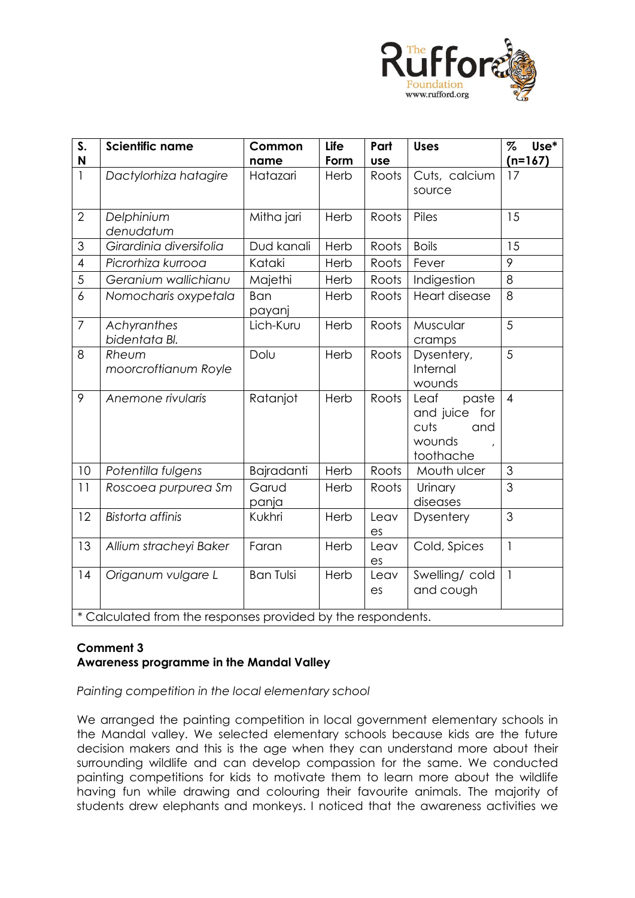| S. N | Scientific name | Common name | Life Form | Part use | Uses | % Use* (n=167) |
|---|---|---|---|---|---|---|
| 1 | *Dactylorhiza hatagire* | Hatazari | Herb | Roots | Cuts, calcium source | 17 |
| 2 | *Delphinium denudatum* | Mitha jari | Herb | Roots | Piles | 15 |
| 3 | *Girardinia diversifolia* | Dud kanali | Herb | Roots | Boils | 15 |
| 4 | *Picrorhiza kurrooa* | Kataki | Herb | Roots | Fever | 9 |
| 5 | *Geranium wallichianu* | Majethi | Herb | Roots | Indigestion | 8 |
| 6 | *Nomocharis oxypetala* | Ban payanj | Herb | Roots | Heart disease | 8 |
| 7 | *Achyranthes bidentata Bl.* | Lich-Kuru | Herb | Roots | Muscular cramps | 5 |
| 8 | *Rheum moorcroftianum Royle* | Dolu | Herb | Roots | Dysentery, Internal wounds | 5 |
| 9 | *Anemone rivularis* | Ratanjot | Herb | Roots | Leaf paste and juice for cuts and wounds , toothache | 4 |
| 10 | *Potentilla fulgens* | Bajradanti | Herb | Roots | Mouth ulcer | 3 |
| 11 | *Roscoea purpurea Sm* | Garud panja | Herb | Roots | Urinary diseases | 3 |
| 12 | *Bistorta affinis* | Kukhri | Herb | Leaves | Dysentery | 3 |
| 13 | *Allium stracheyi Baker* | Faran | Herb | Leaves | Cold, Spices | 1 |
| 14 | *Origanum vulgare L* | Ban Tulsi | Herb | Leaves | Swelling/ cold and cough | 1 |

\* Calculated from the responses provided by the respondents.

**Comment 3**
**Awareness programme in the Mandal Valley**

*Painting competition in the local elementary school*

We arranged the painting competition in local government elementary schools in the Mandal valley. We selected elementary schools because kids are the future decision makers and this is the age when they can understand more about their surrounding wildlife and can develop compassion for the same. We conducted painting competitions for kids to motivate them to learn more about the wildlife having fun while drawing and colouring their favourite animals. The majority of students drew elephants and monkeys. I noticed that the awareness activities we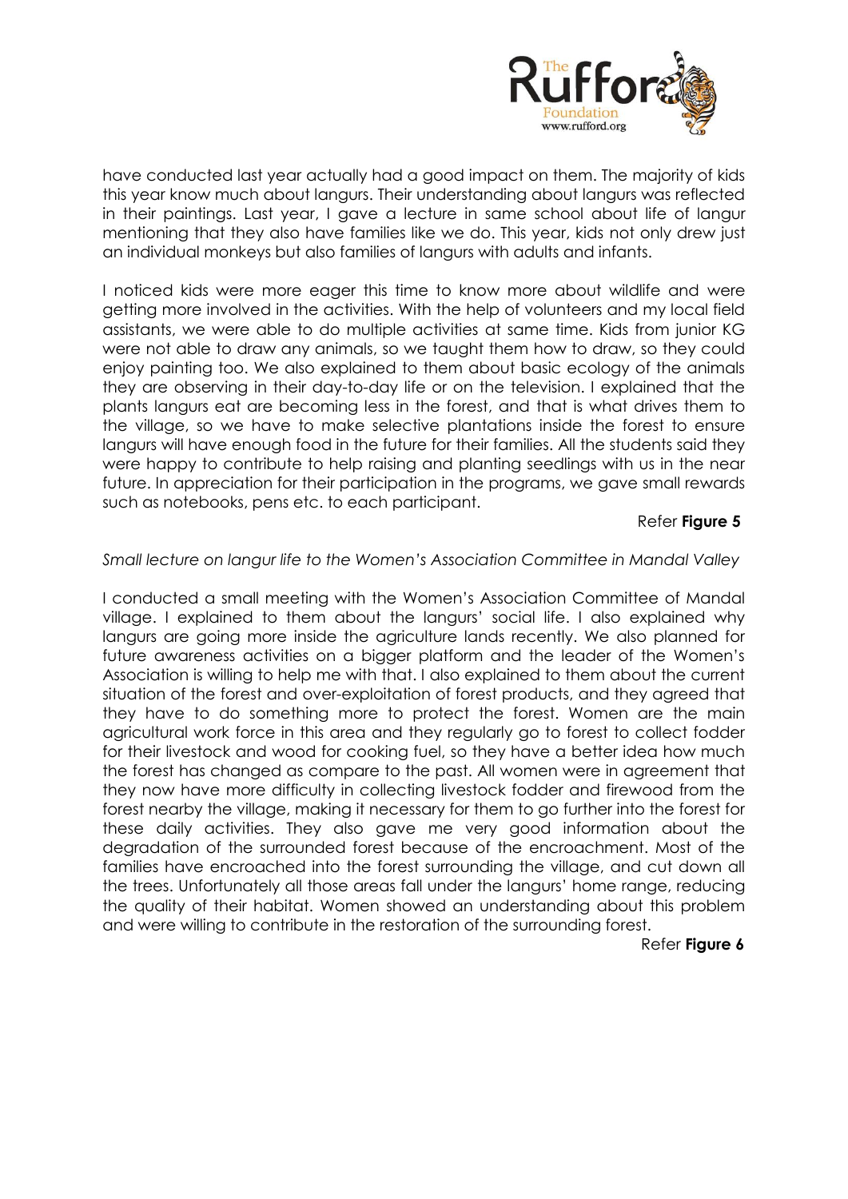have conducted last year actually had a good impact on them. The majority of kids this year know much about langurs. Their understanding about langurs was reflected in their paintings. Last year, I gave a lecture in same school about life of langur mentioning that they also have families like we do. This year, kids not only drew just an individual monkeys but also families of langurs with adults and infants.

I noticed kids were more eager this time to know more about wildlife and were getting more involved in the activities. With the help of volunteers and my local field assistants, we were able to do multiple activities at same time. Kids from junior KG were not able to draw any animals, so we taught them how to draw, so they could enjoy painting too. We also explained to them about basic ecology of the animals they are observing in their day-to-day life or on the television. I explained that the plants langurs eat are becoming less in the forest, and that is what drives them to the village, so we have to make selective plantations inside the forest to ensure langurs will have enough food in the future for their families. All the students said they were happy to contribute to help raising and planting seedlings with us in the near future. In appreciation for their participation in the programs, we gave small rewards such as notebooks, pens etc. to each participant.

Refer **Figure 5**

*Small lecture on langur life to the Women's Association Committee in Mandal Valley*

I conducted a small meeting with the Women's Association Committee of Mandal village. I explained to them about the langurs' social life. I also explained why langurs are going more inside the agriculture lands recently. We also planned for future awareness activities on a bigger platform and the leader of the Women's Association is willing to help me with that. I also explained to them about the current situation of the forest and over-exploitation of forest products, and they agreed that they have to do something more to protect the forest. Women are the main agricultural work force in this area and they regularly go to forest to collect fodder for their livestock and wood for cooking fuel, so they have a better idea how much the forest has changed as compare to the past. All women were in agreement that they now have more difficulty in collecting livestock fodder and firewood from the forest nearby the village, making it necessary for them to go further into the forest for these daily activities. They also gave me very good information about the degradation of the surrounded forest because of the encroachment. Most of the families have encroached into the forest surrounding the village, and cut down all the trees. Unfortunately all those areas fall under the langurs' home range, reducing the quality of their habitat. Women showed an understanding about this problem and were willing to contribute in the restoration of the surrounding forest.

Refer **Figure 6**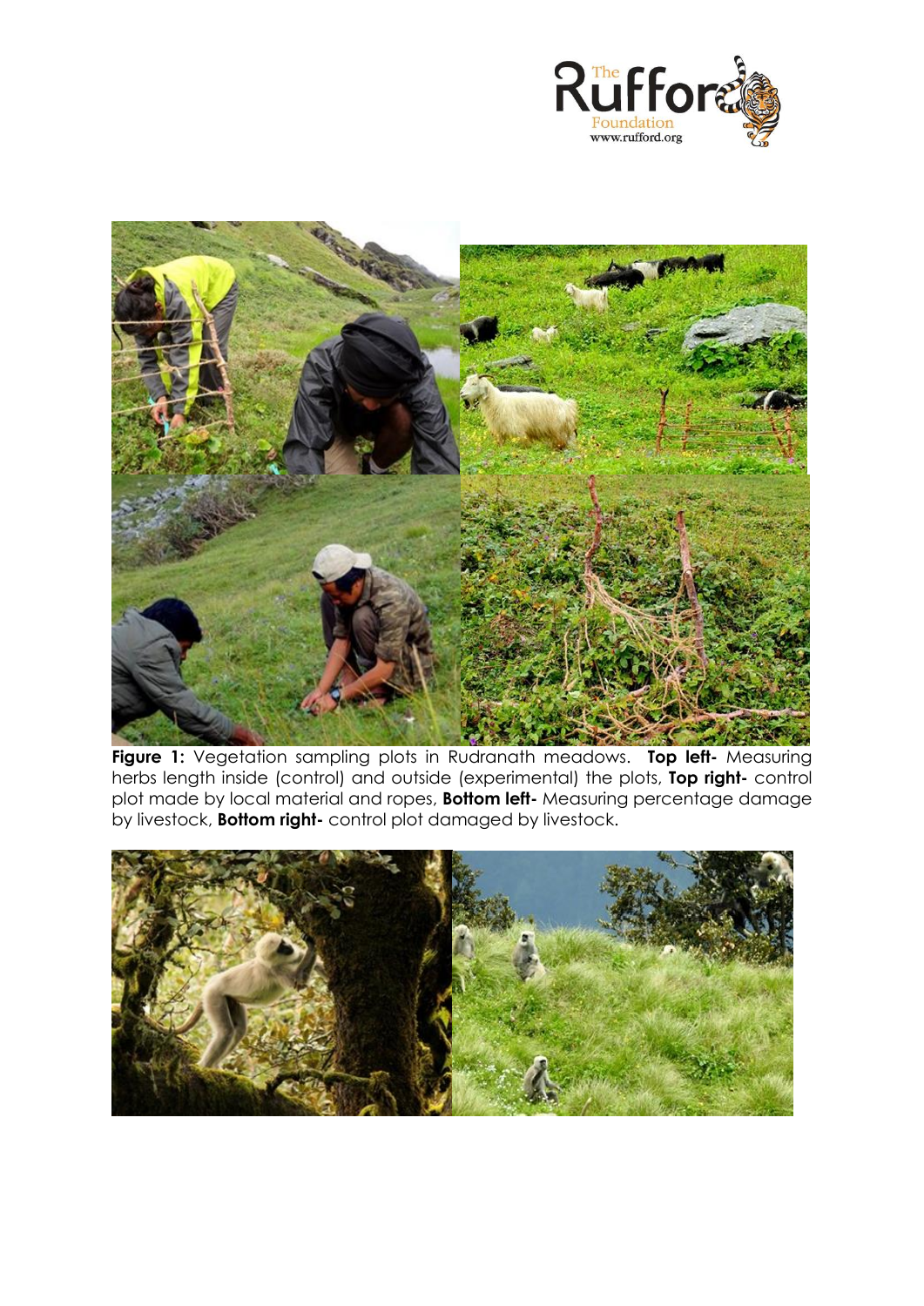**Figure 1:** Vegetation sampling plots in Rudranath meadows. **Top left-** Measuring herbs length inside (control) and outside (experimental) the plots, **Top right-** control plot made by local material and ropes, **Bottom left-** Measuring percentage damage by livestock, **Bottom right-** control plot damaged by livestock.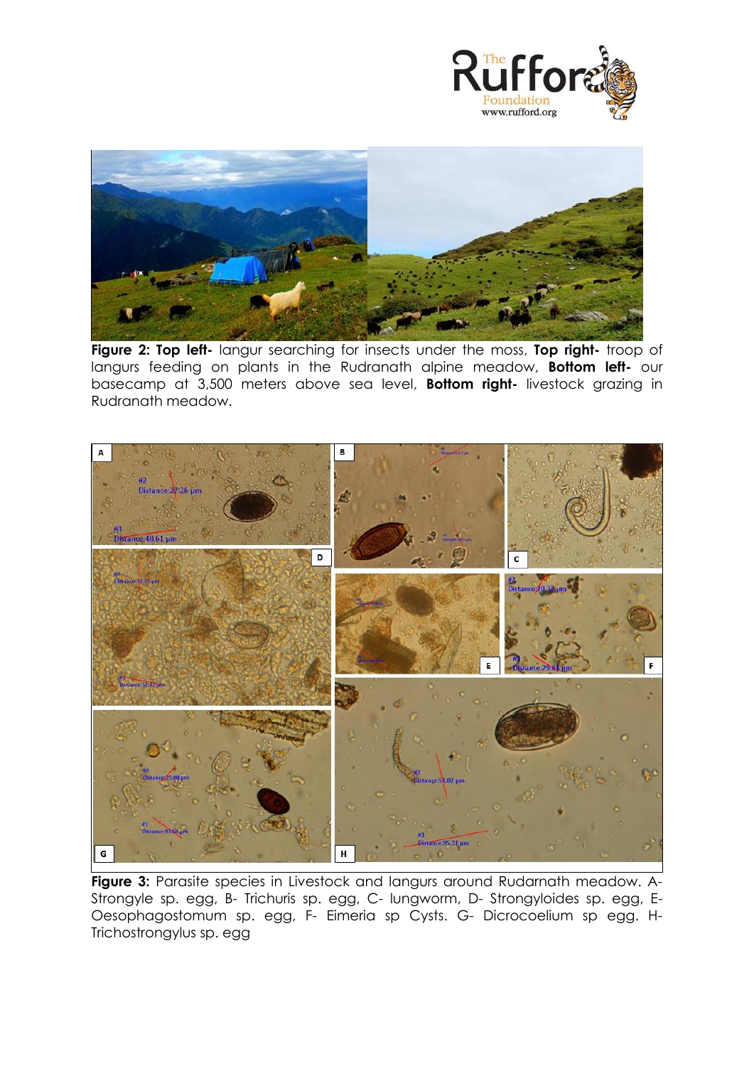**Figure 2: Top left-** langur searching for insects under the moss, **Top right-** troop of langurs feeding on plants in the Rudranath alpine meadow, **Bottom left-** our basecamp at 3,500 meters above sea level, **Bottom right-** livestock grazing in Rudranath meadow.

**Figure 3:** Parasite species in Livestock and langurs around Rudarnath meadow. A- Strongyle sp. egg, B- Trichuris sp. egg, C- lungworm, D- Strongyloides sp. egg, E- Oesophagostomum sp. egg, F- Eimeria sp Cysts. G- Dicrocoelium sp egg. H- Trichostrongylus sp. egg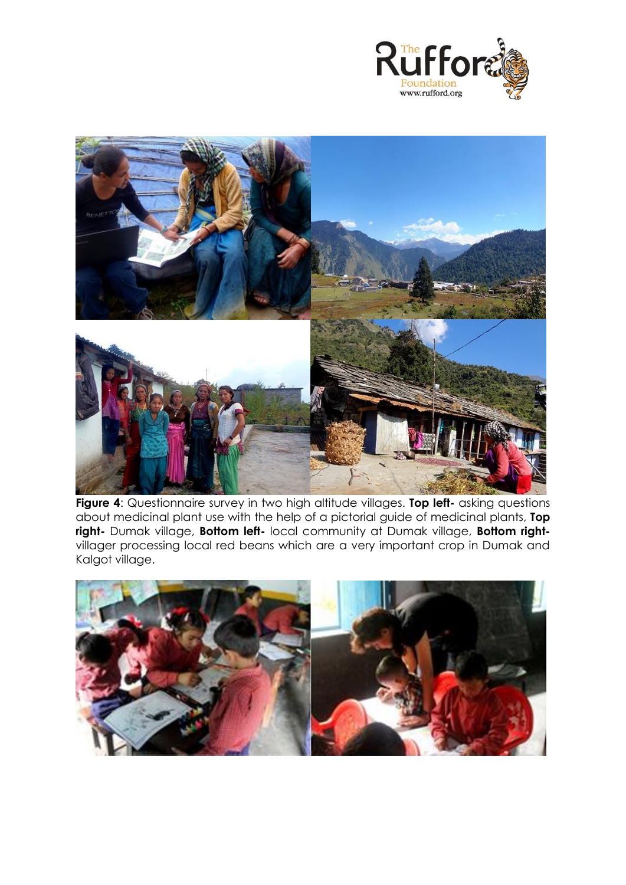**Figure 4**: Questionnaire survey in two high altitude villages. **Top left-** asking questions about medicinal plant use with the help of a pictorial guide of medicinal plants, **Top right-** Dumak village, **Bottom left-** local community at Dumak village, **Bottom right-** villager processing local red beans which are a very important crop in Dumak and Kalgot village.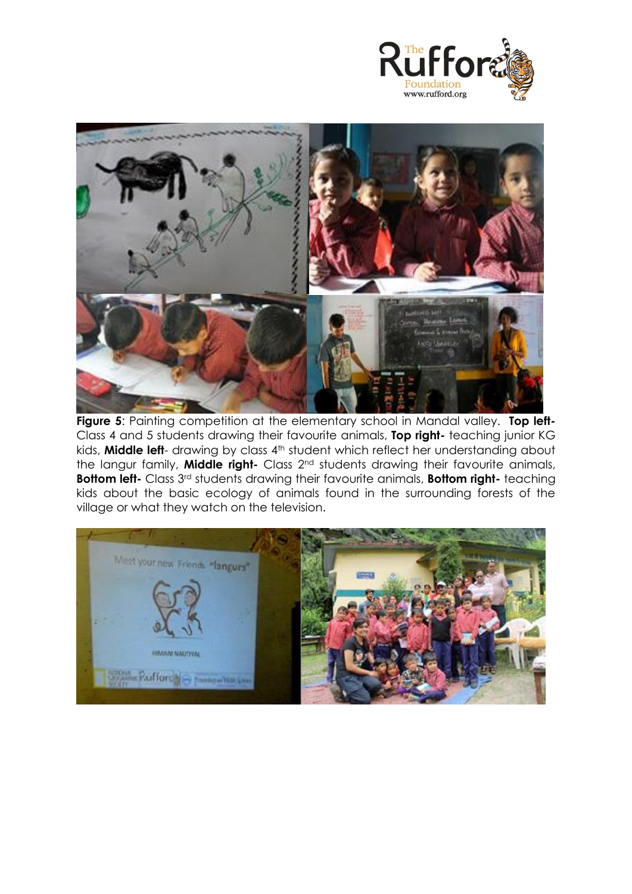**Figure 5**: Painting competition at the elementary school in Mandal valley. **Top left-** Class 4 and 5 students drawing their favourite animals, **Top right-** teaching junior KG kids, **Middle left**- drawing by class 4th student which reflect her understanding about the langur family, **Middle right-** Class 2nd students drawing their favourite animals, **Bottom left-** Class 3rd students drawing their favourite animals, **Bottom right-** teaching kids about the basic ecology of animals found in the surrounding forests of the village or what they watch on the television.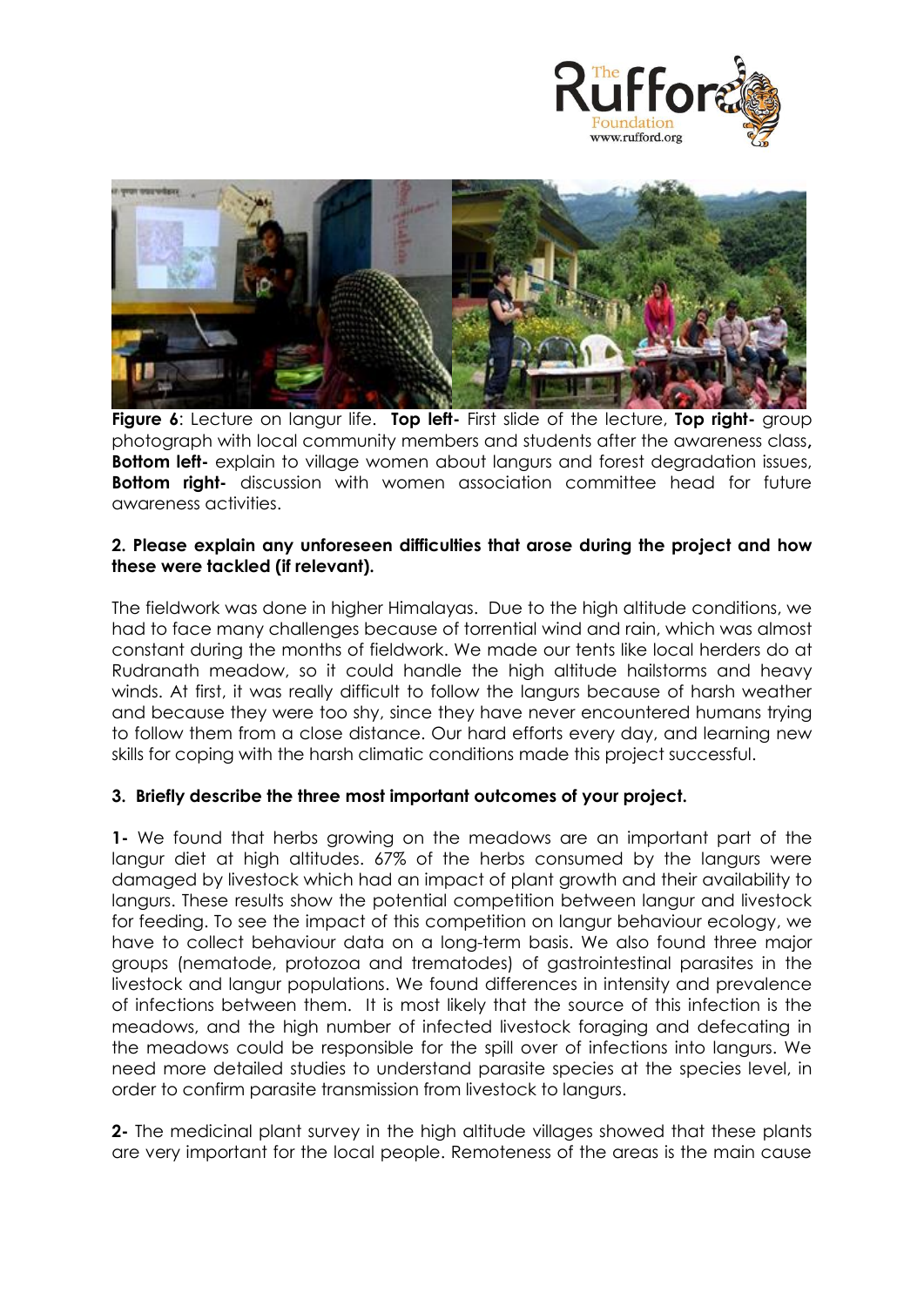**Figure 6**: Lecture on langur life. **Top left-** First slide of the lecture, **Top right-** group photograph with local community members and students after the awareness class**, Bottom left-** explain to village women about langurs and forest degradation issues, **Bottom right-** discussion with women association committee head for future awareness activities.

**2. Please explain any unforeseen difficulties that arose during the project and how these were tackled (if relevant).**

The fieldwork was done in higher Himalayas. Due to the high altitude conditions, we had to face many challenges because of torrential wind and rain, which was almost constant during the months of fieldwork. We made our tents like local herders do at Rudranath meadow, so it could handle the high altitude hailstorms and heavy winds. At first, it was really difficult to follow the langurs because of harsh weather and because they were too shy, since they have never encountered humans trying to follow them from a close distance. Our hard efforts every day, and learning new skills for coping with the harsh climatic conditions made this project successful.

**3. Briefly describe the three most important outcomes of your project.**

**1-** We found that herbs growing on the meadows are an important part of the langur diet at high altitudes. 67% of the herbs consumed by the langurs were damaged by livestock which had an impact of plant growth and their availability to langurs. These results show the potential competition between langur and livestock for feeding. To see the impact of this competition on langur behaviour ecology, we have to collect behaviour data on a long-term basis. We also found three major groups (nematode, protozoa and trematodes) of gastrointestinal parasites in the livestock and langur populations. We found differences in intensity and prevalence of infections between them. It is most likely that the source of this infection is the meadows, and the high number of infected livestock foraging and defecating in the meadows could be responsible for the spill over of infections into langurs. We need more detailed studies to understand parasite species at the species level, in order to confirm parasite transmission from livestock to langurs.

**2-** The medicinal plant survey in the high altitude villages showed that these plants are very important for the local people. Remoteness of the areas is the main cause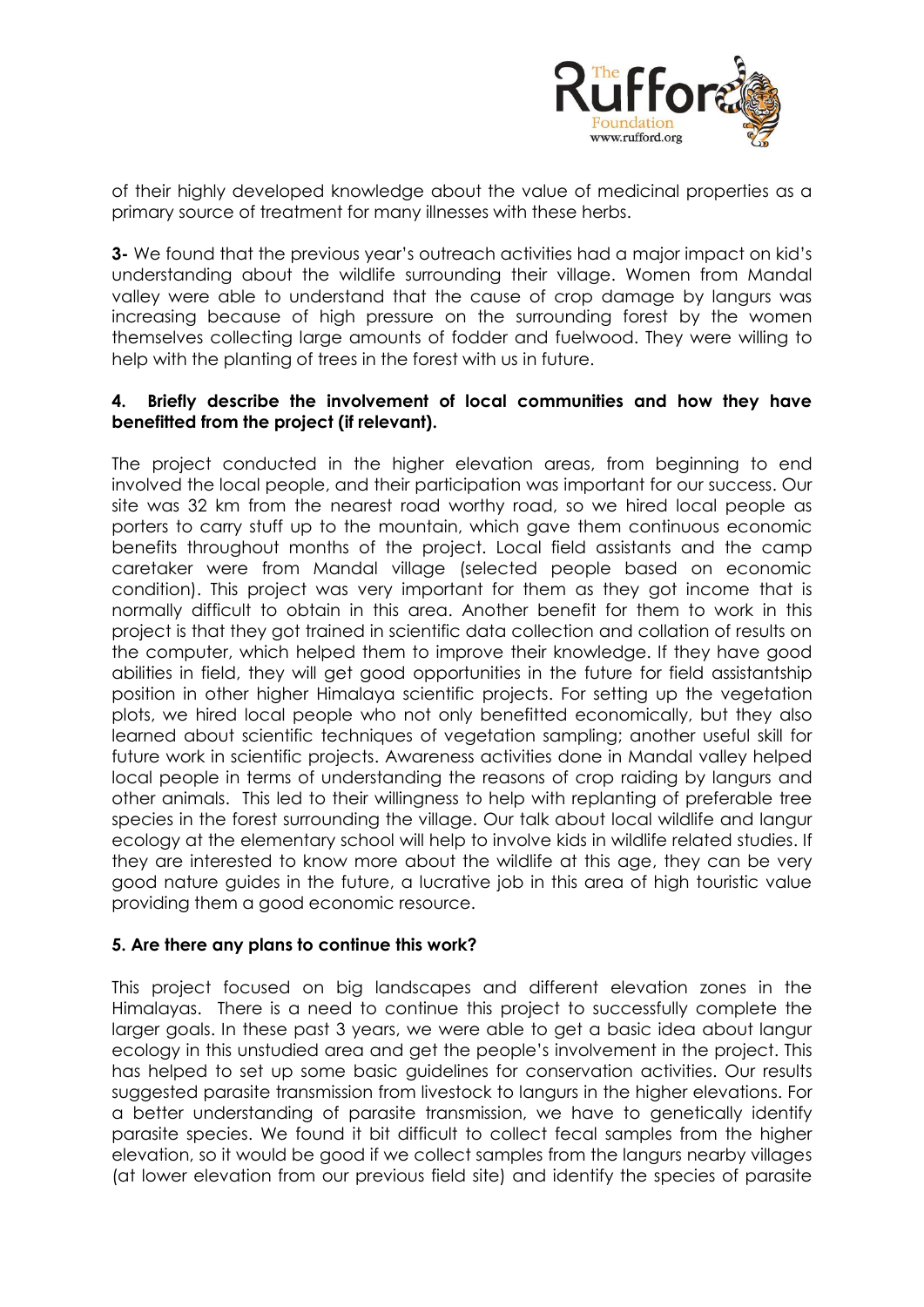of their highly developed knowledge about the value of medicinal properties as a primary source of treatment for many illnesses with these herbs.

**3-** We found that the previous year's outreach activities had a major impact on kid's understanding about the wildlife surrounding their village. Women from Mandal valley were able to understand that the cause of crop damage by langurs was increasing because of high pressure on the surrounding forest by the women themselves collecting large amounts of fodder and fuelwood. They were willing to help with the planting of trees in the forest with us in future.

**4. Briefly describe the involvement of local communities and how they have benefitted from the project (if relevant).**

The project conducted in the higher elevation areas, from beginning to end involved the local people, and their participation was important for our success. Our site was 32 km from the nearest road worthy road, so we hired local people as porters to carry stuff up to the mountain, which gave them continuous economic benefits throughout months of the project. Local field assistants and the camp caretaker were from Mandal village (selected people based on economic condition). This project was very important for them as they got income that is normally difficult to obtain in this area. Another benefit for them to work in this project is that they got trained in scientific data collection and collation of results on the computer, which helped them to improve their knowledge. If they have good abilities in field, they will get good opportunities in the future for field assistantship position in other higher Himalaya scientific projects. For setting up the vegetation plots, we hired local people who not only benefitted economically, but they also learned about scientific techniques of vegetation sampling; another useful skill for future work in scientific projects. Awareness activities done in Mandal valley helped local people in terms of understanding the reasons of crop raiding by langurs and other animals. This led to their willingness to help with replanting of preferable tree species in the forest surrounding the village. Our talk about local wildlife and langur ecology at the elementary school will help to involve kids in wildlife related studies. If they are interested to know more about the wildlife at this age, they can be very good nature guides in the future, a lucrative job in this area of high touristic value providing them a good economic resource.

**5. Are there any plans to continue this work?**

This project focused on big landscapes and different elevation zones in the Himalayas. There is a need to continue this project to successfully complete the larger goals. In these past 3 years, we were able to get a basic idea about langur ecology in this unstudied area and get the people's involvement in the project. This has helped to set up some basic guidelines for conservation activities. Our results suggested parasite transmission from livestock to langurs in the higher elevations. For a better understanding of parasite transmission, we have to genetically identify parasite species. We found it bit difficult to collect fecal samples from the higher elevation, so it would be good if we collect samples from the langurs nearby villages (at lower elevation from our previous field site) and identify the species of parasite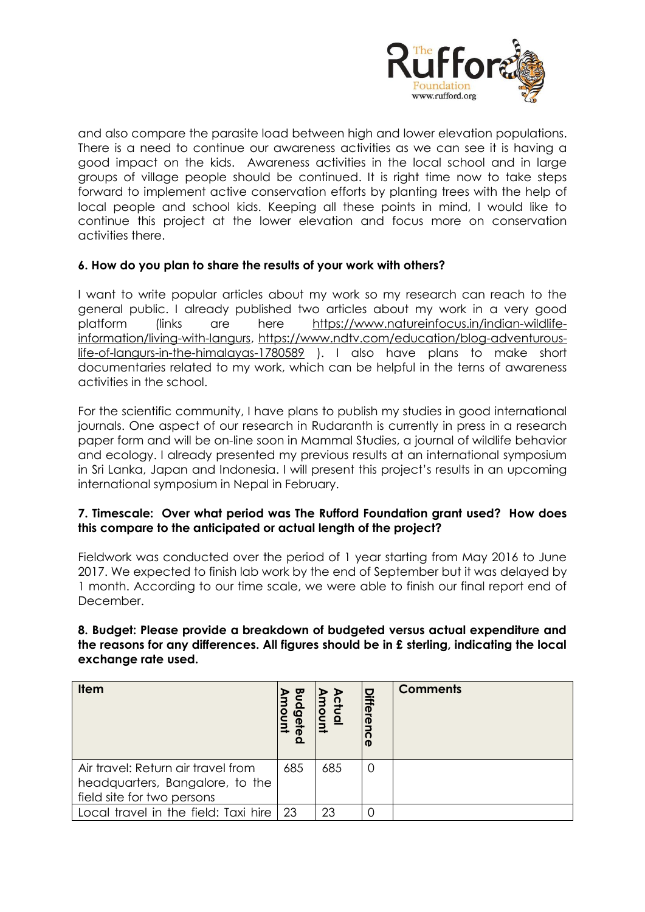and also compare the parasite load between high and lower elevation populations. There is a need to continue our awareness activities as we can see it is having a good impact on the kids. Awareness activities in the local school and in large groups of village people should be continued. It is right time now to take steps forward to implement active conservation efforts by planting trees with the help of local people and school kids. Keeping all these points in mind, I would like to continue this project at the lower elevation and focus more on conservation activities there.

**6. How do you plan to share the results of your work with others?**

I want to write popular articles about my work so my research can reach to the general public. I already published two articles about my work in a very good platform (links are here https://www.natureinfocus.in/indian-wildlife-information/living-with-langurs, https://www.ndtv.com/education/blog-adventurous-life-of-langurs-in-the-himalayas-1780589 ). I also have plans to make short documentaries related to my work, which can be helpful in the terns of awareness activities in the school.

For the scientific community, I have plans to publish my studies in good international journals. One aspect of our research in Rudaranth is currently in press in a research paper form and will be on-line soon in Mammal Studies, a journal of wildlife behavior and ecology. I already presented my previous results at an international symposium in Sri Lanka, Japan and Indonesia. I will present this project's results in an upcoming international symposium in Nepal in February.

**7. Timescale: Over what period was The Rufford Foundation grant used? How does this compare to the anticipated or actual length of the project?**

Fieldwork was conducted over the period of 1 year starting from May 2016 to June 2017. We expected to finish lab work by the end of September but it was delayed by 1 month. According to our time scale, we were able to finish our final report end of December.

**8. Budget: Please provide a breakdown of budgeted versus actual expenditure and the reasons for any differences. All figures should be in £ sterling, indicating the local exchange rate used.**

| Item | Budgeted Amount | Actual Amount | Difference | Comments |
|---|---|---|---|---|
| Air travel: Return air travel from headquarters, Bangalore, to the field site for two persons | 685 | 685 | 0 | |
| Local travel in the field: Taxi hire | 23 | 23 | 0 | |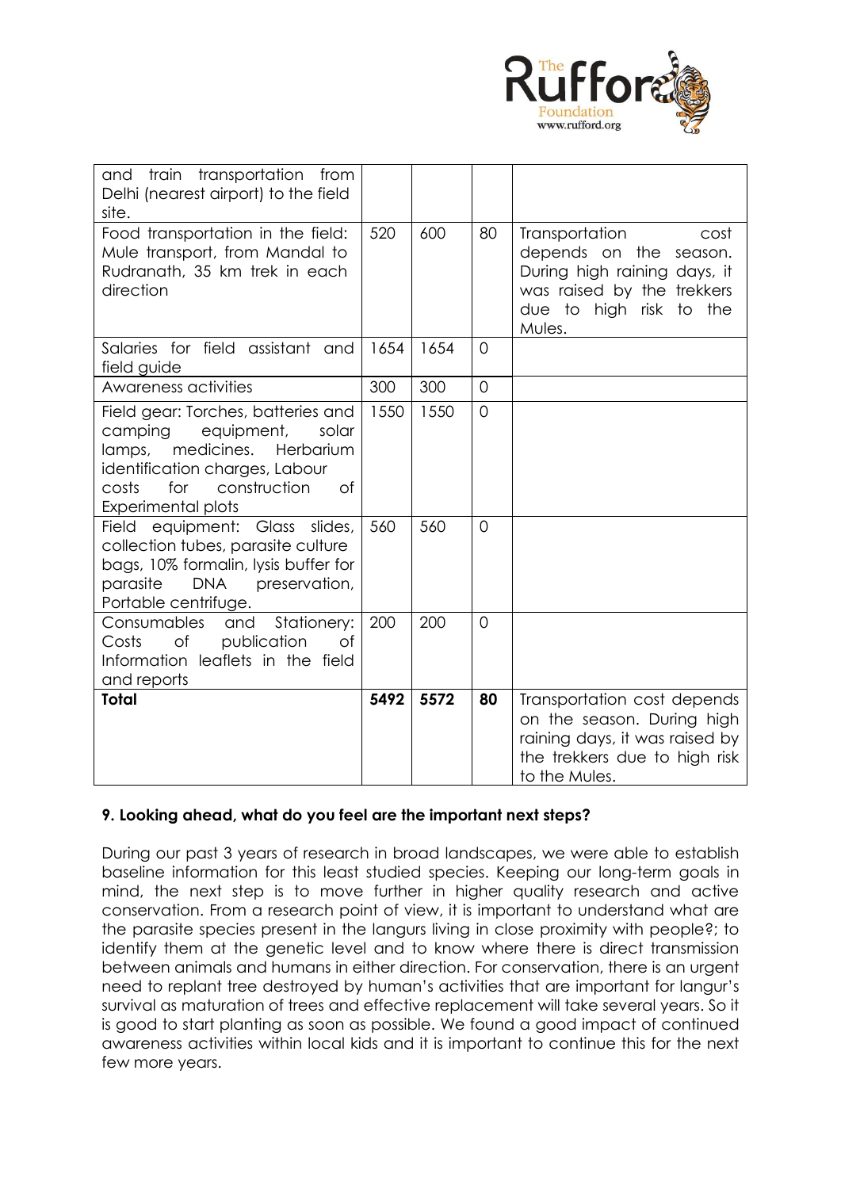| | | | | |
|---|---|---|---|---|
| and train transportation from Delhi (nearest airport) to the field site. | | | | |
| Food transportation in the field: Mule transport, from Mandal to Rudranath, 35 km trek in each direction | 520 | 600 | 80 | Transportation cost depends on the season. During high raining days, it was raised by the trekkers due to high risk to the Mules. |
| Salaries for field assistant and field guide | 1654 | 1654 | 0 | |
| Awareness activities | 300 | 300 | 0 | |
| Field gear: Torches, batteries and camping equipment, solar lamps, medicines. Herbarium identification charges, Labour costs for construction of Experimental plots | 1550 | 1550 | 0 | |
| Field equipment: Glass slides, collection tubes, parasite culture bags, 10% formalin, lysis buffer for parasite DNA preservation, Portable centrifuge. | 560 | 560 | 0 | |
| Consumables and Stationery: Costs of publication of Information leaflets in the field and reports | 200 | 200 | 0 | |
| **Total** | **5492** | **5572** | **80** | Transportation cost depends on the season. During high raining days, it was raised by the trekkers due to high risk to the Mules. |

**9. Looking ahead, what do you feel are the important next steps?**

During our past 3 years of research in broad landscapes, we were able to establish baseline information for this least studied species. Keeping our long-term goals in mind, the next step is to move further in higher quality research and active conservation. From a research point of view, it is important to understand what are the parasite species present in the langurs living in close proximity with people?; to identify them at the genetic level and to know where there is direct transmission between animals and humans in either direction. For conservation, there is an urgent need to replant tree destroyed by human's activities that are important for langur's survival as maturation of trees and effective replacement will take several years. So it is good to start planting as soon as possible. We found a good impact of continued awareness activities within local kids and it is important to continue this for the next few more years.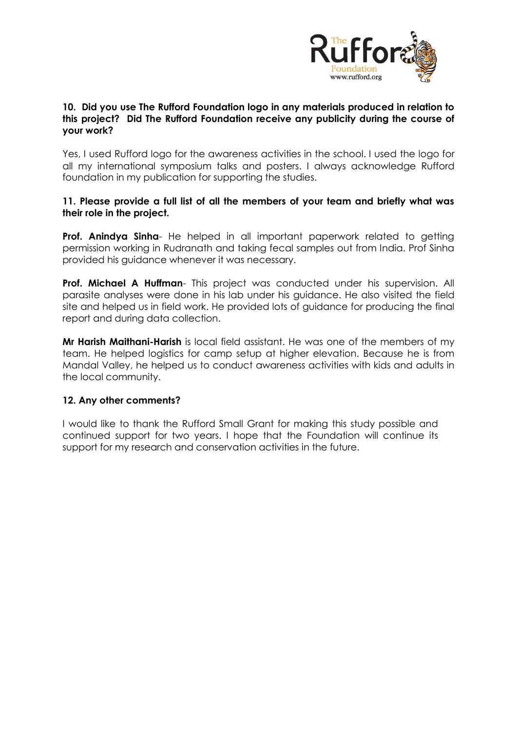**10. Did you use The Rufford Foundation logo in any materials produced in relation to this project? Did The Rufford Foundation receive any publicity during the course of your work?**

Yes, I used Rufford logo for the awareness activities in the school. I used the logo for all my international symposium talks and posters. I always acknowledge Rufford foundation in my publication for supporting the studies.

**11. Please provide a full list of all the members of your team and briefly what was their role in the project.**

**Prof. Anindya Sinha**- He helped in all important paperwork related to getting permission working in Rudranath and taking fecal samples out from India. Prof Sinha provided his guidance whenever it was necessary.

**Prof. Michael A Huffman**- This project was conducted under his supervision. All parasite analyses were done in his lab under his guidance. He also visited the field site and helped us in field work. He provided lots of guidance for producing the final report and during data collection.

**Mr Harish Maithani-Harish** is local field assistant. He was one of the members of my team. He helped logistics for camp setup at higher elevation. Because he is from Mandal Valley, he helped us to conduct awareness activities with kids and adults in the local community.

**12. Any other comments?**

I would like to thank the Rufford Small Grant for making this study possible and continued support for two years. I hope that the Foundation will continue its support for my research and conservation activities in the future.